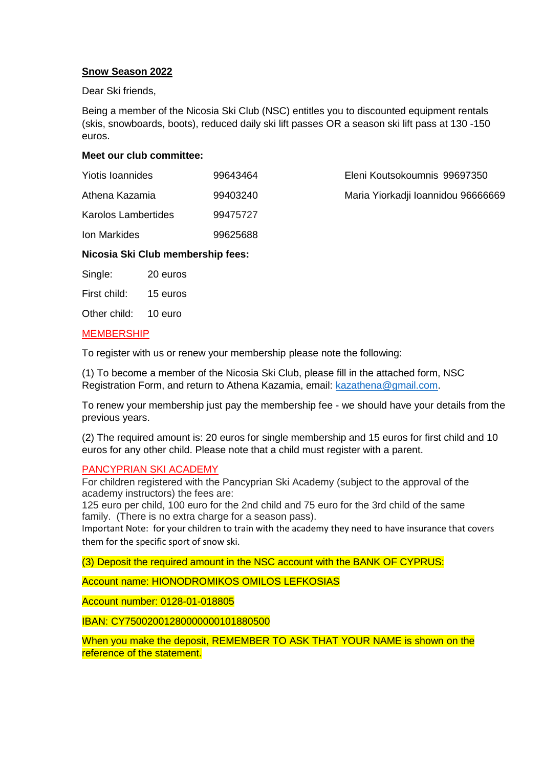**Snow Season 2022**

Dear Ski friends,

Being a member of the Nicosia Ski Club (NSC) entitles you to discounted equipment rentals (skis, snowboards, boots), reduced daily ski lift passes OR a season ski lift pass at 130 -150 euros.

**Meet our club committee:**

| | | |
|---|---|---|
| Yiotis Ioannides | 99643464 | Eleni Koutsokoumnis 99697350 |
| Athena Kazamia | 99403240 | Maria Yiorkadji Ioannidou 96666669 |
| Karolos Lambertides | 99475727 | |
| Ion Markides | 99625688 | |

**Nicosia Ski Club membership fees:**

| | |
|---|---|
| Single: | 20 euros |
| First child: | 15 euros |
| Other child: | 10 euro |

MEMBERSHIP

To register with us or renew your membership please note the following:

(1) To become a member of the Nicosia Ski Club, please fill in the attached form, NSC Registration Form, and return to Athena Kazamia, email: kazathena@gmail.com.

To renew your membership just pay the membership fee - we should have your details from the previous years.

(2) The required amount is: 20 euros for single membership and 15 euros for first child and 10 euros for any other child. Please note that a child must register with a parent.

PANCYPRIAN SKI ACADEMY

For children registered with the Pancyprian Ski Academy (subject to the approval of the academy instructors) the fees are:
125 euro per child, 100 euro for the 2nd child and 75 euro for the 3rd child of the same family. (There is no extra charge for a season pass).
Important Note: for your children to train with the academy they need to have insurance that covers them for the specific sport of snow ski.

(3) Deposit the required amount in the NSC account with the BANK OF CYPRUS:

Account name: HIONODROMIKOS OMILOS LEFKOSIAS

Account number: 0128-01-018805

IBAN: CY75002001280000000101880500

When you make the deposit, REMEMBER TO ASK THAT YOUR NAME is shown on the reference of the statement.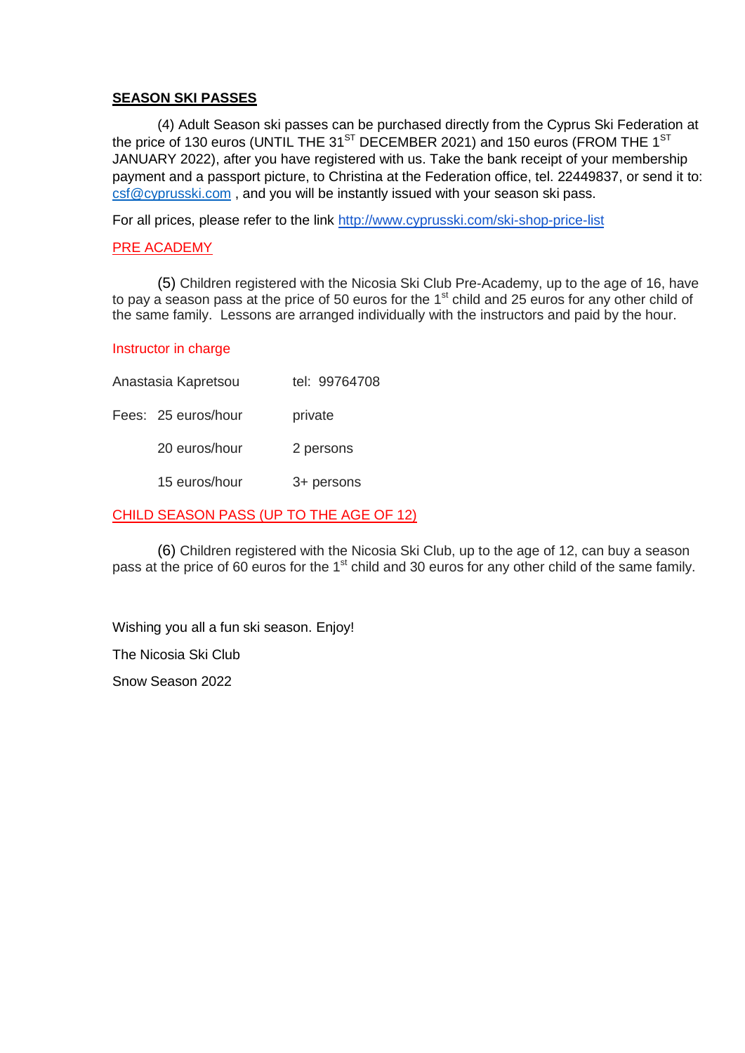## SEASON SKI PASSES

(4) Adult Season ski passes can be purchased directly from the Cyprus Ski Federation at the price of 130 euros (UNTIL THE 31ST DECEMBER 2021) and 150 euros (FROM THE 1ST JANUARY 2022), after you have registered with us. Take the bank receipt of your membership payment and a passport picture, to Christina at the Federation office, tel. 22449837, or send it to: csf@cyprusski.com , and you will be instantly issued with your season ski pass.

For all prices, please refer to the link http://www.cyprusski.com/ski-shop-price-list

### PRE ACADEMY

(5) Children registered with the Nicosia Ski Club Pre-Academy, up to the age of 16, have to pay a season pass at the price of 50 euros for the 1st child and 25 euros for any other child of the same family. Lessons are arranged individually with the instructors and paid by the hour.

**Instructor in charge**

| | |
|---|---|
| Anastasia Kapretsou | tel: 99764708 |
| Fees: 25 euros/hour | private |
| 20 euros/hour | 2 persons |
| 15 euros/hour | 3+ persons |

### CHILD SEASON PASS (UP TO THE AGE OF 12)

(6) Children registered with the Nicosia Ski Club, up to the age of 12, can buy a season pass at the price of 60 euros for the 1st child and 30 euros for any other child of the same family.

Wishing you all a fun ski season. Enjoy!

The Nicosia Ski Club

Snow Season 2022